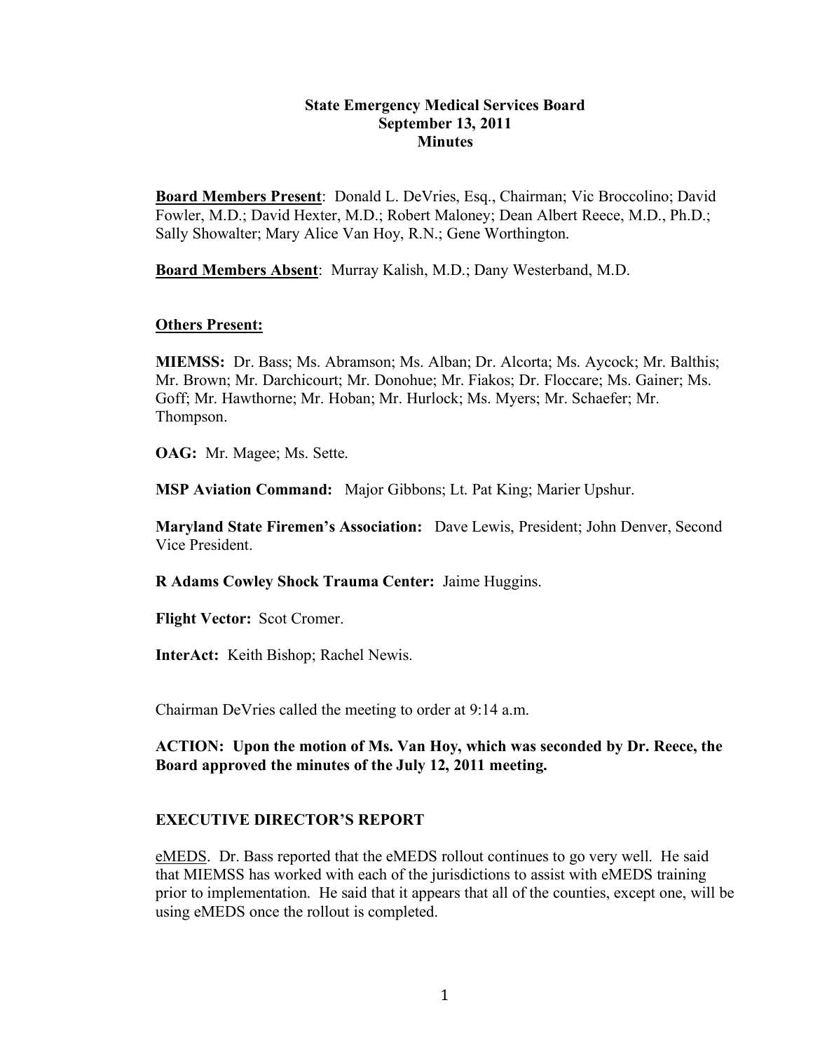# State Emergency Medical Services Board
## September 13, 2011
## Minutes

**Board Members Present**: Donald L. DeVries, Esq., Chairman; Vic Broccolino; David Fowler, M.D.; David Hexter, M.D.; Robert Maloney; Dean Albert Reece, M.D., Ph.D.; Sally Showalter; Mary Alice Van Hoy, R.N.; Gene Worthington.

**Board Members Absent**: Murray Kalish, M.D.; Dany Westerband, M.D.

**Others Present:**

**MIEMSS:** Dr. Bass; Ms. Abramson; Ms. Alban; Dr. Alcorta; Ms. Aycock; Mr. Balthis; Mr. Brown; Mr. Darchicourt; Mr. Donohue; Mr. Fiakos; Dr. Floccare; Ms. Gainer; Ms. Goff; Mr. Hawthorne; Mr. Hoban; Mr. Hurlock; Ms. Myers; Mr. Schaefer; Mr. Thompson.

**OAG:** Mr. Magee; Ms. Sette.

**MSP Aviation Command:** Major Gibbons; Lt. Pat King; Marier Upshur.

**Maryland State Firemen's Association:** Dave Lewis, President; John Denver, Second Vice President.

**R Adams Cowley Shock Trauma Center:** Jaime Huggins.

**Flight Vector:** Scot Cromer.

**InterAct:** Keith Bishop; Rachel Newis.

Chairman DeVries called the meeting to order at 9:14 a.m.

**ACTION: Upon the motion of Ms. Van Hoy, which was seconded by Dr. Reece, the Board approved the minutes of the July 12, 2011 meeting.**

## EXECUTIVE DIRECTOR'S REPORT

eMEDS. Dr. Bass reported that the eMEDS rollout continues to go very well. He said that MIEMSS has worked with each of the jurisdictions to assist with eMEDS training prior to implementation. He said that it appears that all of the counties, except one, will be using eMEDS once the rollout is completed.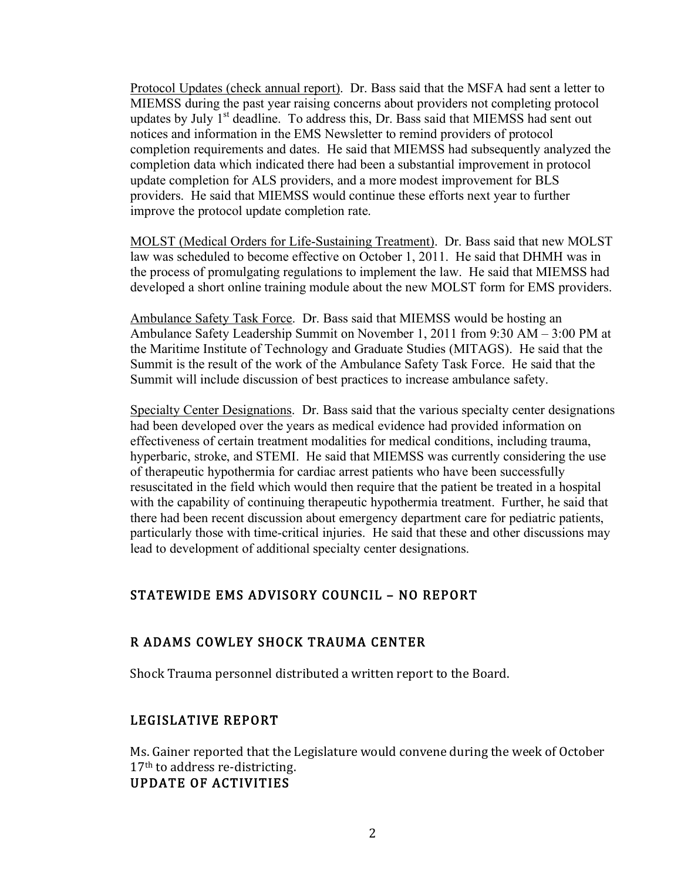Protocol Updates (check annual report). Dr. Bass said that the MSFA had sent a letter to MIEMSS during the past year raising concerns about providers not completing protocol updates by July 1st deadline. To address this, Dr. Bass said that MIEMSS had sent out notices and information in the EMS Newsletter to remind providers of protocol completion requirements and dates. He said that MIEMSS had subsequently analyzed the completion data which indicated there had been a substantial improvement in protocol update completion for ALS providers, and a more modest improvement for BLS providers. He said that MIEMSS would continue these efforts next year to further improve the protocol update completion rate.

MOLST (Medical Orders for Life-Sustaining Treatment). Dr. Bass said that new MOLST law was scheduled to become effective on October 1, 2011. He said that DHMH was in the process of promulgating regulations to implement the law. He said that MIEMSS had developed a short online training module about the new MOLST form for EMS providers.

Ambulance Safety Task Force. Dr. Bass said that MIEMSS would be hosting an Ambulance Safety Leadership Summit on November 1, 2011 from 9:30 AM – 3:00 PM at the Maritime Institute of Technology and Graduate Studies (MITAGS). He said that the Summit is the result of the work of the Ambulance Safety Task Force. He said that the Summit will include discussion of best practices to increase ambulance safety.

Specialty Center Designations. Dr. Bass said that the various specialty center designations had been developed over the years as medical evidence had provided information on effectiveness of certain treatment modalities for medical conditions, including trauma, hyperbaric, stroke, and STEMI. He said that MIEMSS was currently considering the use of therapeutic hypothermia for cardiac arrest patients who have been successfully resuscitated in the field which would then require that the patient be treated in a hospital with the capability of continuing therapeutic hypothermia treatment. Further, he said that there had been recent discussion about emergency department care for pediatric patients, particularly those with time-critical injuries. He said that these and other discussions may lead to development of additional specialty center designations.

## STATEWIDE EMS ADVISORY COUNCIL – NO REPORT

## R ADAMS COWLEY SHOCK TRAUMA CENTER

Shock Trauma personnel distributed a written report to the Board.

## LEGISLATIVE REPORT

Ms. Gainer reported that the Legislature would convene during the week of October 17th to address re-districting.

## UPDATE OF ACTIVITIES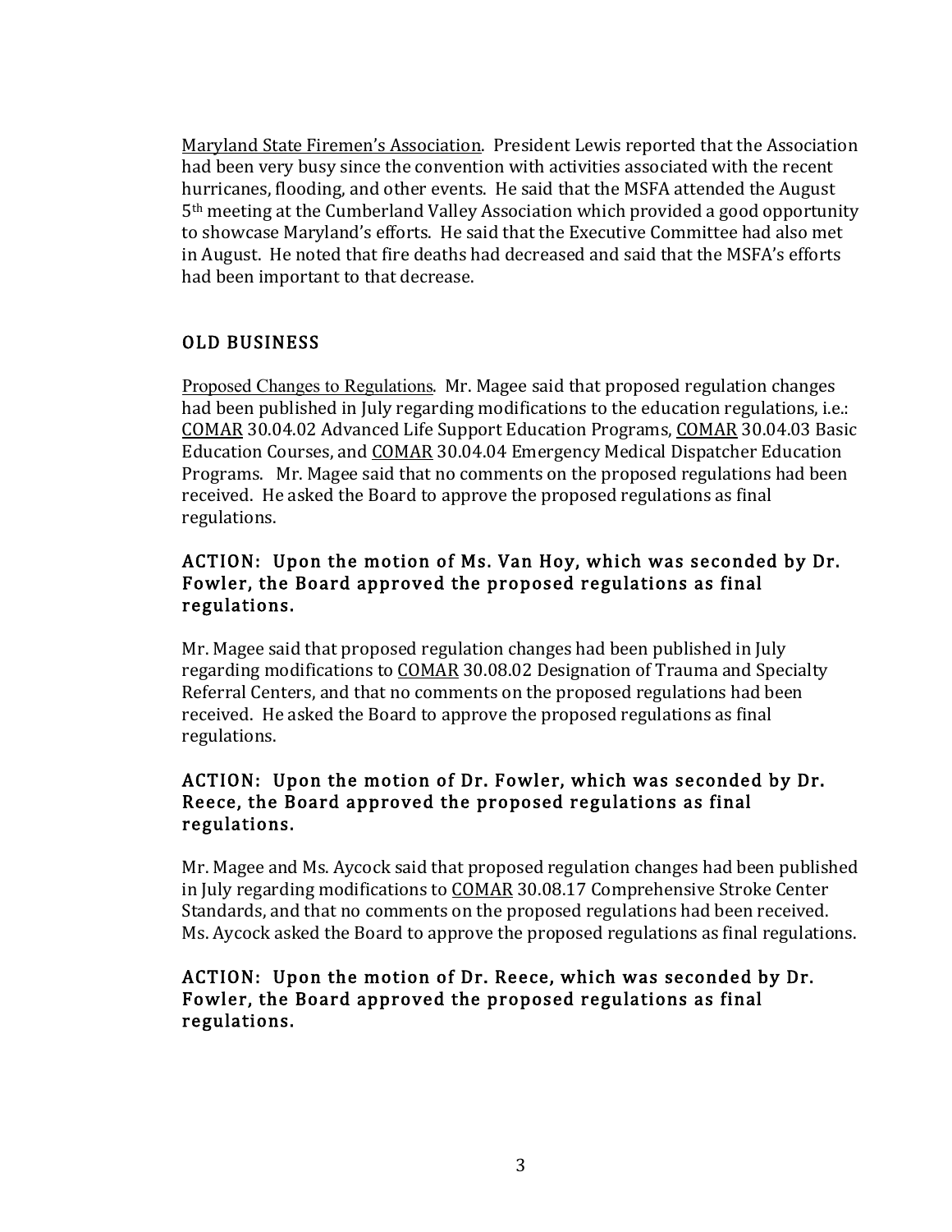Maryland State Firemen's Association. President Lewis reported that the Association had been very busy since the convention with activities associated with the recent hurricanes, flooding, and other events. He said that the MSFA attended the August 5th meeting at the Cumberland Valley Association which provided a good opportunity to showcase Maryland's efforts. He said that the Executive Committee had also met in August. He noted that fire deaths had decreased and said that the MSFA's efforts had been important to that decrease.

## OLD BUSINESS

Proposed Changes to Regulations. Mr. Magee said that proposed regulation changes had been published in July regarding modifications to the education regulations, i.e.: COMAR 30.04.02 Advanced Life Support Education Programs, COMAR 30.04.03 Basic Education Courses, and COMAR 30.04.04 Emergency Medical Dispatcher Education Programs. Mr. Magee said that no comments on the proposed regulations had been received. He asked the Board to approve the proposed regulations as final regulations.

**ACTION: Upon the motion of Ms. Van Hoy, which was seconded by Dr. Fowler, the Board approved the proposed regulations as final regulations.**

Mr. Magee said that proposed regulation changes had been published in July regarding modifications to COMAR 30.08.02 Designation of Trauma and Specialty Referral Centers, and that no comments on the proposed regulations had been received. He asked the Board to approve the proposed regulations as final regulations.

**ACTION: Upon the motion of Dr. Fowler, which was seconded by Dr. Reece, the Board approved the proposed regulations as final regulations.**

Mr. Magee and Ms. Aycock said that proposed regulation changes had been published in July regarding modifications to COMAR 30.08.17 Comprehensive Stroke Center Standards, and that no comments on the proposed regulations had been received. Ms. Aycock asked the Board to approve the proposed regulations as final regulations.

**ACTION: Upon the motion of Dr. Reece, which was seconded by Dr. Fowler, the Board approved the proposed regulations as final regulations.**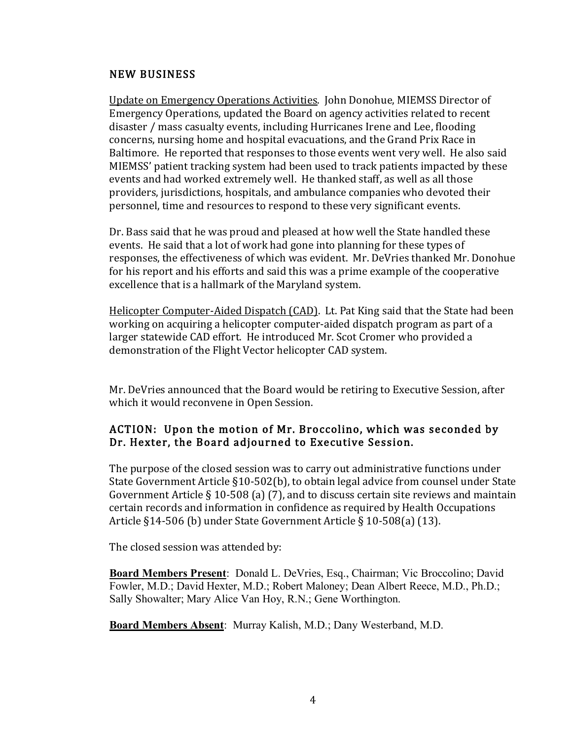## NEW BUSINESS

Update on Emergency Operations Activities. John Donohue, MIEMSS Director of Emergency Operations, updated the Board on agency activities related to recent disaster / mass casualty events, including Hurricanes Irene and Lee, flooding concerns, nursing home and hospital evacuations, and the Grand Prix Race in Baltimore. He reported that responses to those events went very well. He also said MIEMSS' patient tracking system had been used to track patients impacted by these events and had worked extremely well. He thanked staff, as well as all those providers, jurisdictions, hospitals, and ambulance companies who devoted their personnel, time and resources to respond to these very significant events.

Dr. Bass said that he was proud and pleased at how well the State handled these events. He said that a lot of work had gone into planning for these types of responses, the effectiveness of which was evident. Mr. DeVries thanked Mr. Donohue for his report and his efforts and said this was a prime example of the cooperative excellence that is a hallmark of the Maryland system.

Helicopter Computer-Aided Dispatch (CAD). Lt. Pat King said that the State had been working on acquiring a helicopter computer-aided dispatch program as part of a larger statewide CAD effort. He introduced Mr. Scot Cromer who provided a demonstration of the Flight Vector helicopter CAD system.

Mr. DeVries announced that the Board would be retiring to Executive Session, after which it would reconvene in Open Session.

**ACTION: Upon the motion of Mr. Broccolino, which was seconded by Dr. Hexter, the Board adjourned to Executive Session.**

The purpose of the closed session was to carry out administrative functions under State Government Article §10-502(b), to obtain legal advice from counsel under State Government Article § 10-508 (a) (7), and to discuss certain site reviews and maintain certain records and information in confidence as required by Health Occupations Article §14-506 (b) under State Government Article § 10-508(a) (13).

The closed session was attended by:

**Board Members Present**: Donald L. DeVries, Esq., Chairman; Vic Broccolino; David Fowler, M.D.; David Hexter, M.D.; Robert Maloney; Dean Albert Reece, M.D., Ph.D.; Sally Showalter; Mary Alice Van Hoy, R.N.; Gene Worthington.

**Board Members Absent**: Murray Kalish, M.D.; Dany Westerband, M.D.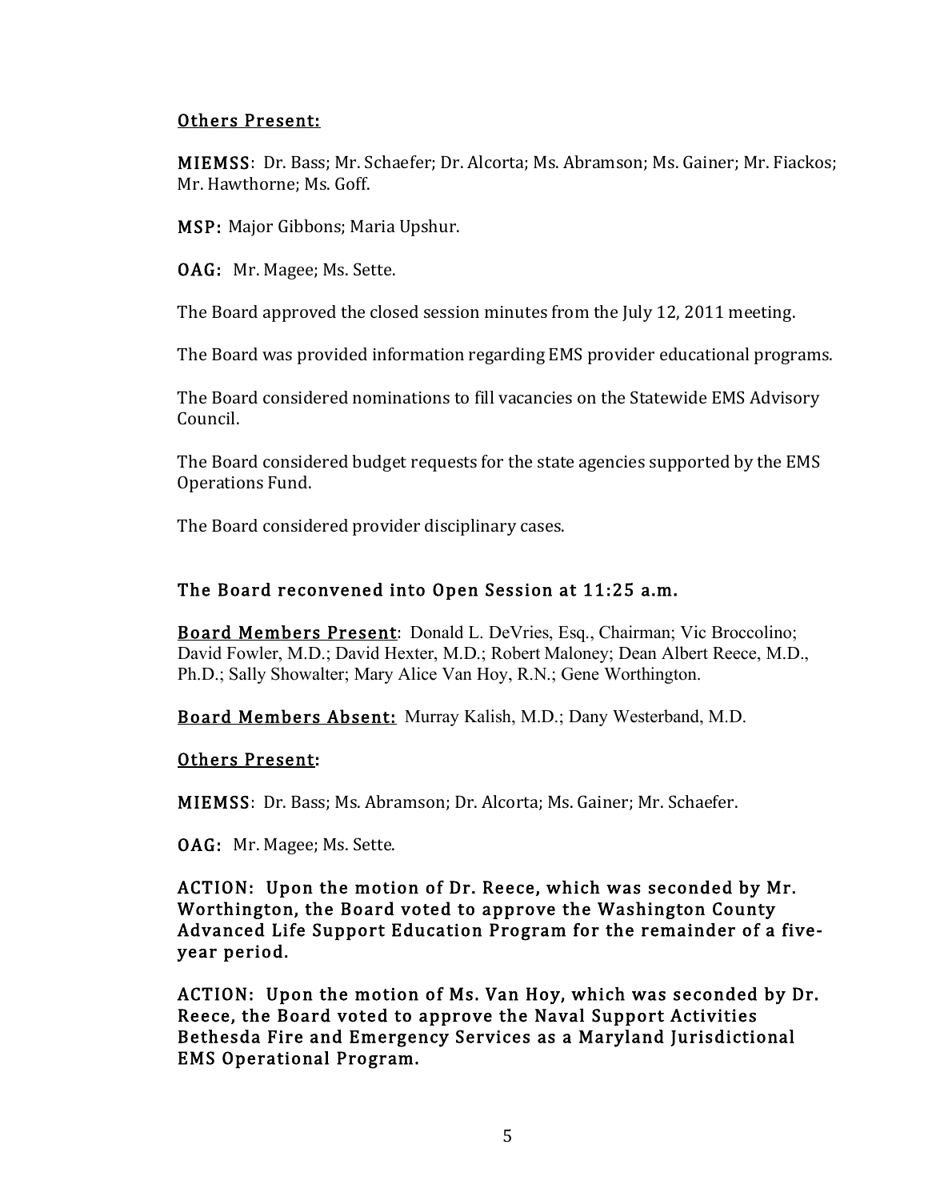<u>Others Present:</u>

**MIEMSS**: Dr. Bass; Mr. Schaefer; Dr. Alcorta; Ms. Abramson; Ms. Gainer; Mr. Fiackos; Mr. Hawthorne; Ms. Goff.

**MSP:** Major Gibbons; Maria Upshur.

**OAG:** Mr. Magee; Ms. Sette.

The Board approved the closed session minutes from the July 12, 2011 meeting.

The Board was provided information regarding EMS provider educational programs.

The Board considered nominations to fill vacancies on the Statewide EMS Advisory Council.

The Board considered budget requests for the state agencies supported by the EMS Operations Fund.

The Board considered provider disciplinary cases.

**The Board reconvened into Open Session at 11:25 a.m.**

<u>Board Members Present</u>: Donald L. DeVries, Esq., Chairman; Vic Broccolino; David Fowler, M.D.; David Hexter, M.D.; Robert Maloney; Dean Albert Reece, M.D., Ph.D.; Sally Showalter; Mary Alice Van Hoy, R.N.; Gene Worthington.

<u>Board Members Absent:</u> Murray Kalish, M.D.; Dany Westerband, M.D.

<u>Others Present</u>:

**MIEMSS**: Dr. Bass; Ms. Abramson; Dr. Alcorta; Ms. Gainer; Mr. Schaefer.

**OAG:** Mr. Magee; Ms. Sette.

**ACTION: Upon the motion of Dr. Reece, which was seconded by Mr. Worthington, the Board voted to approve the Washington County Advanced Life Support Education Program for the remainder of a five-year period.**

**ACTION: Upon the motion of Ms. Van Hoy, which was seconded by Dr. Reece, the Board voted to approve the Naval Support Activities Bethesda Fire and Emergency Services as a Maryland Jurisdictional EMS Operational Program.**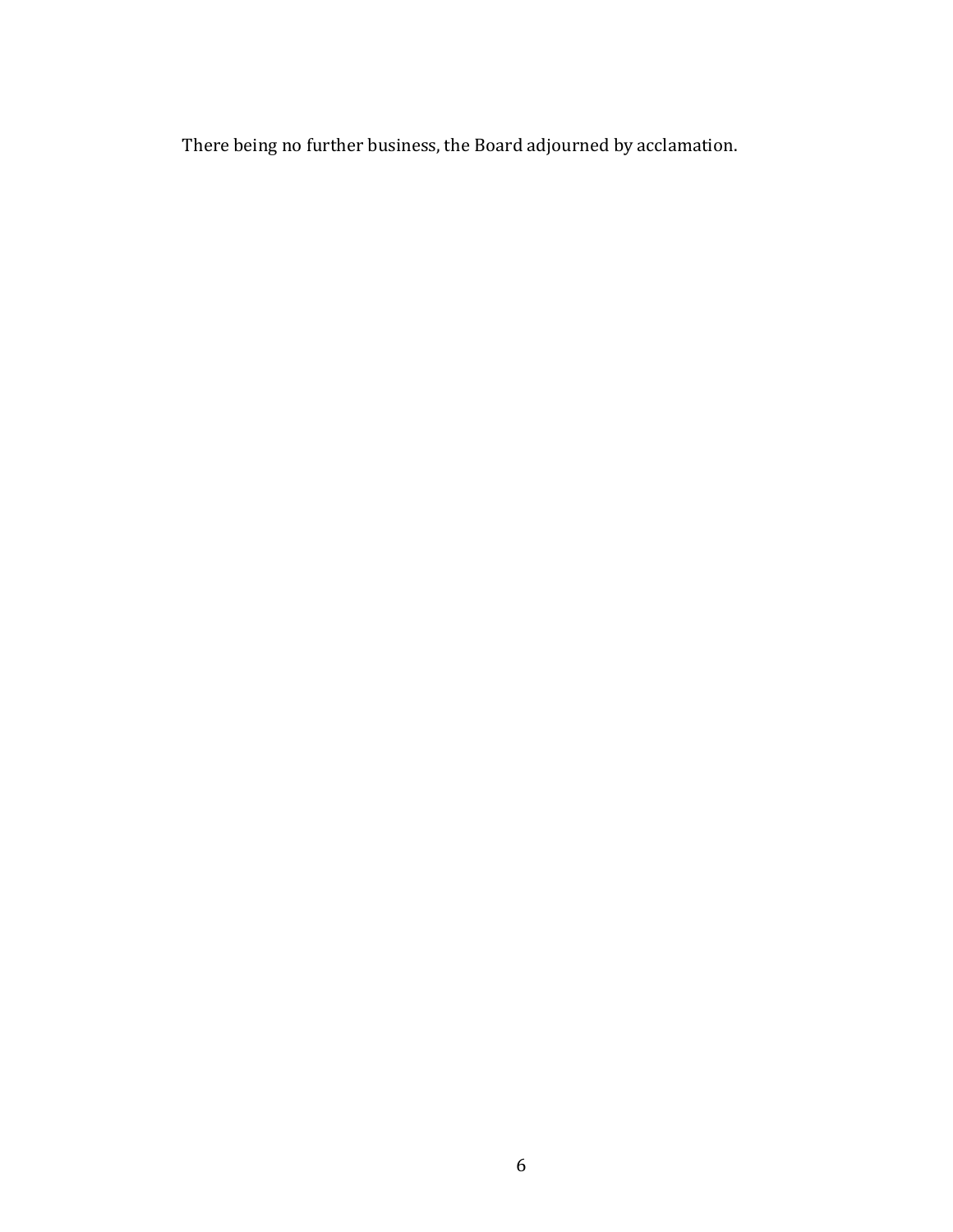There being no further business, the Board adjourned by acclamation.